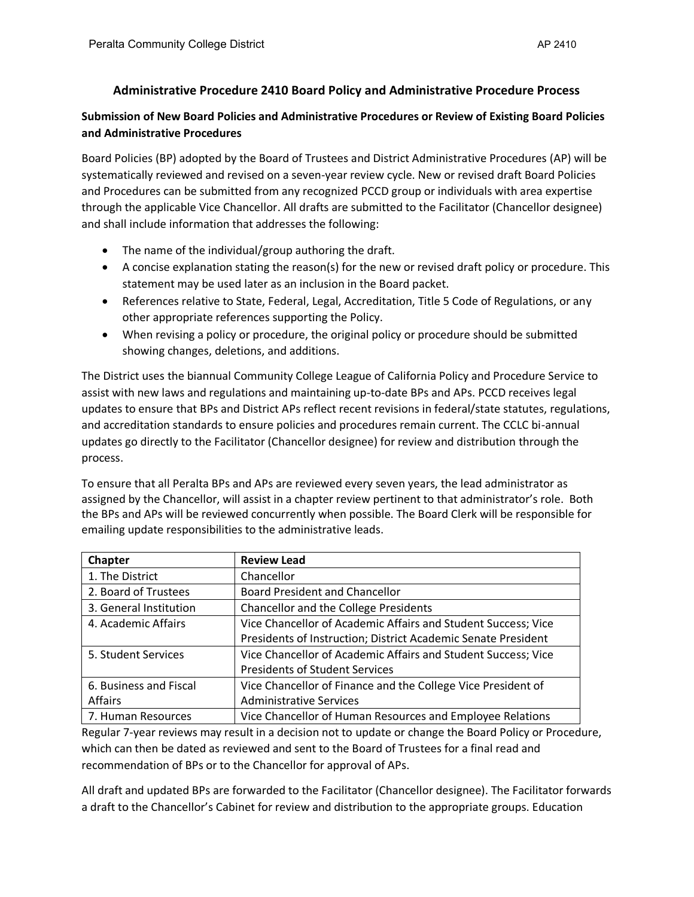## Administrative Procedure 2410 Board Policy and Administrative Procedure Process

### Submission of New Board Policies and Administrative Procedures or Review of Existing Board Policies and Administrative Procedures

Board Policies (BP) adopted by the Board of Trustees and District Administrative Procedures (AP) will be systematically reviewed and revised on a seven-year review cycle. New or revised draft Board Policies and Procedures can be submitted from any recognized PCCD group or individuals with area expertise through the applicable Vice Chancellor. All drafts are submitted to the Facilitator (Chancellor designee) and shall include information that addresses the following:

- The name of the individual/group authoring the draft.
- A concise explanation stating the reason(s) for the new or revised draft policy or procedure. This statement may be used later as an inclusion in the Board packet.
- References relative to State, Federal, Legal, Accreditation, Title 5 Code of Regulations, or any other appropriate references supporting the Policy.
- When revising a policy or procedure, the original policy or procedure should be submitted showing changes, deletions, and additions.

The District uses the biannual Community College League of California Policy and Procedure Service to assist with new laws and regulations and maintaining up-to-date BPs and APs. PCCD receives legal updates to ensure that BPs and District APs reflect recent revisions in federal/state statutes, regulations, and accreditation standards to ensure policies and procedures remain current. The CCLC bi-annual updates go directly to the Facilitator (Chancellor designee) for review and distribution through the process.

To ensure that all Peralta BPs and APs are reviewed every seven years, the lead administrator as assigned by the Chancellor, will assist in a chapter review pertinent to that administrator's role. Both the BPs and APs will be reviewed concurrently when possible. The Board Clerk will be responsible for emailing update responsibilities to the administrative leads.

| Chapter | Review Lead |
|---|---|
| 1. The District | Chancellor |
| 2. Board of Trustees | Board President and Chancellor |
| 3. General Institution | Chancellor and the College Presidents |
| 4. Academic Affairs | Vice Chancellor of Academic Affairs and Student Success; Vice Presidents of Instruction; District Academic Senate President |
| 5. Student Services | Vice Chancellor of Academic Affairs and Student Success; Vice Presidents of Student Services |
| 6. Business and Fiscal Affairs | Vice Chancellor of Finance and the College Vice President of Administrative Services |
| 7. Human Resources | Vice Chancellor of Human Resources and Employee Relations |

Regular 7-year reviews may result in a decision not to update or change the Board Policy or Procedure, which can then be dated as reviewed and sent to the Board of Trustees for a final read and recommendation of BPs or to the Chancellor for approval of APs.

All draft and updated BPs are forwarded to the Facilitator (Chancellor designee). The Facilitator forwards a draft to the Chancellor's Cabinet for review and distribution to the appropriate groups. Education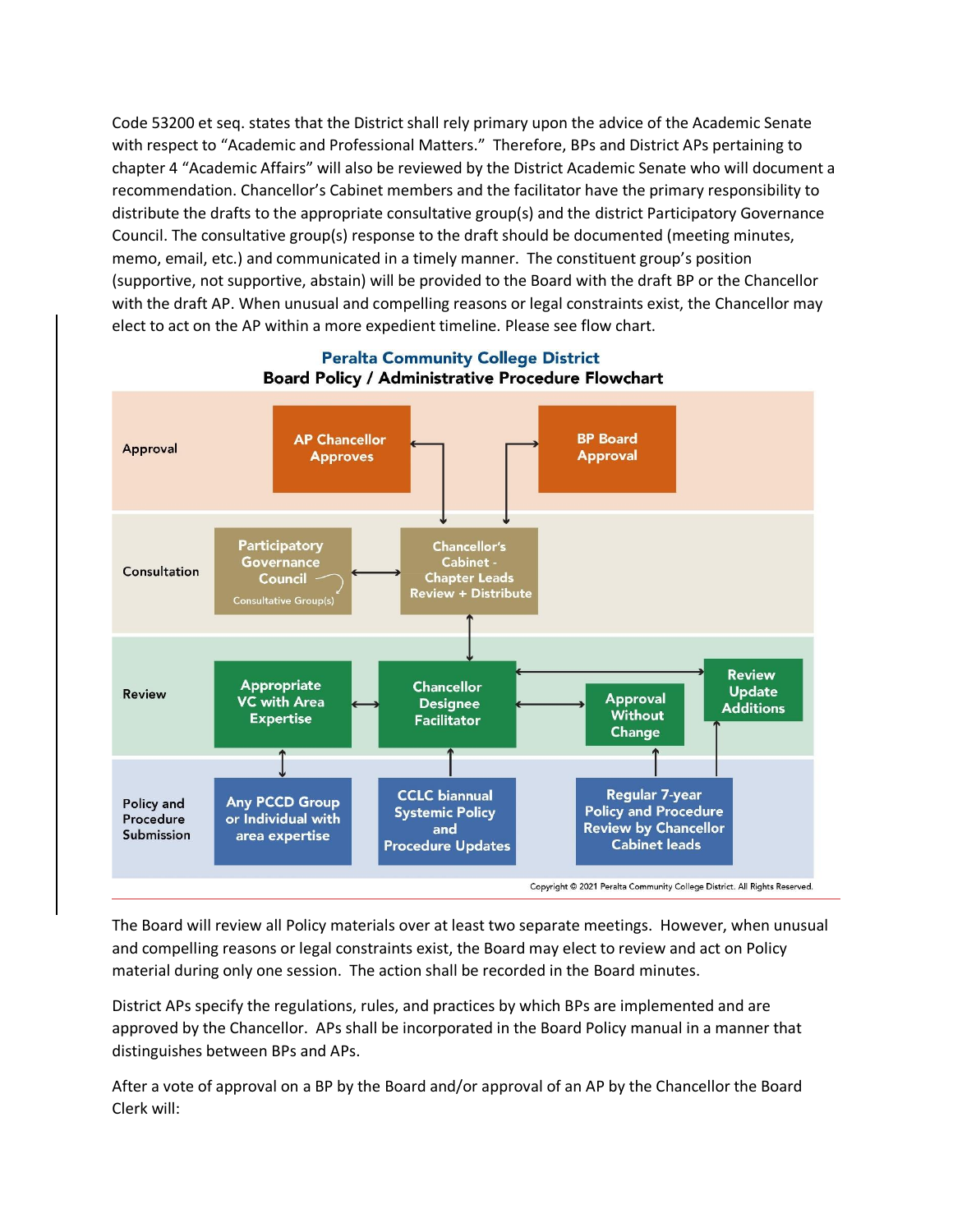Code 53200 et seq. states that the District shall rely primary upon the advice of the Academic Senate with respect to "Academic and Professional Matters." Therefore, BPs and District APs pertaining to chapter 4 "Academic Affairs" will also be reviewed by the District Academic Senate who will document a recommendation. Chancellor's Cabinet members and the facilitator have the primary responsibility to distribute the drafts to the appropriate consultative group(s) and the district Participatory Governance Council. The consultative group(s) response to the draft should be documented (meeting minutes, memo, email, etc.) and communicated in a timely manner. The constituent group's position (supportive, not supportive, abstain) will be provided to the Board with the draft BP or the Chancellor with the draft AP. When unusual and compelling reasons or legal constraints exist, the Chancellor may elect to act on the AP within a more expedient timeline. Please see flow chart.

**Peralta Community College District**

**Board Policy / Administrative Procedure Flowchart**

| Stage | | | | |
|---|---|---|---|---|
| Approval | | AP Chancellor Approves | | BP Board Approval |
| Consultation | Participatory Governance Council (Consultative Group(s)) | Chancellor's Cabinet - Chapter Leads Review + Distribute | | |
| Review | Appropriate VC with Area Expertise | Chancellor Designee Facilitator | Approval Without Change | Review Update Additions |
| Policy and Procedure Submission | Any PCCD Group or Individual with area expertise | CCLC biannual Systemic Policy and Procedure Updates | Regular 7-year Policy and Procedure Review by Chancellor Cabinet leads | |

Copyright © 2021 Peralta Community College District. All Rights Reserved.

The Board will review all Policy materials over at least two separate meetings. However, when unusual and compelling reasons or legal constraints exist, the Board may elect to review and act on Policy material during only one session. The action shall be recorded in the Board minutes.

District APs specify the regulations, rules, and practices by which BPs are implemented and are approved by the Chancellor. APs shall be incorporated in the Board Policy manual in a manner that distinguishes between BPs and APs.

After a vote of approval on a BP by the Board and/or approval of an AP by the Chancellor the Board Clerk will: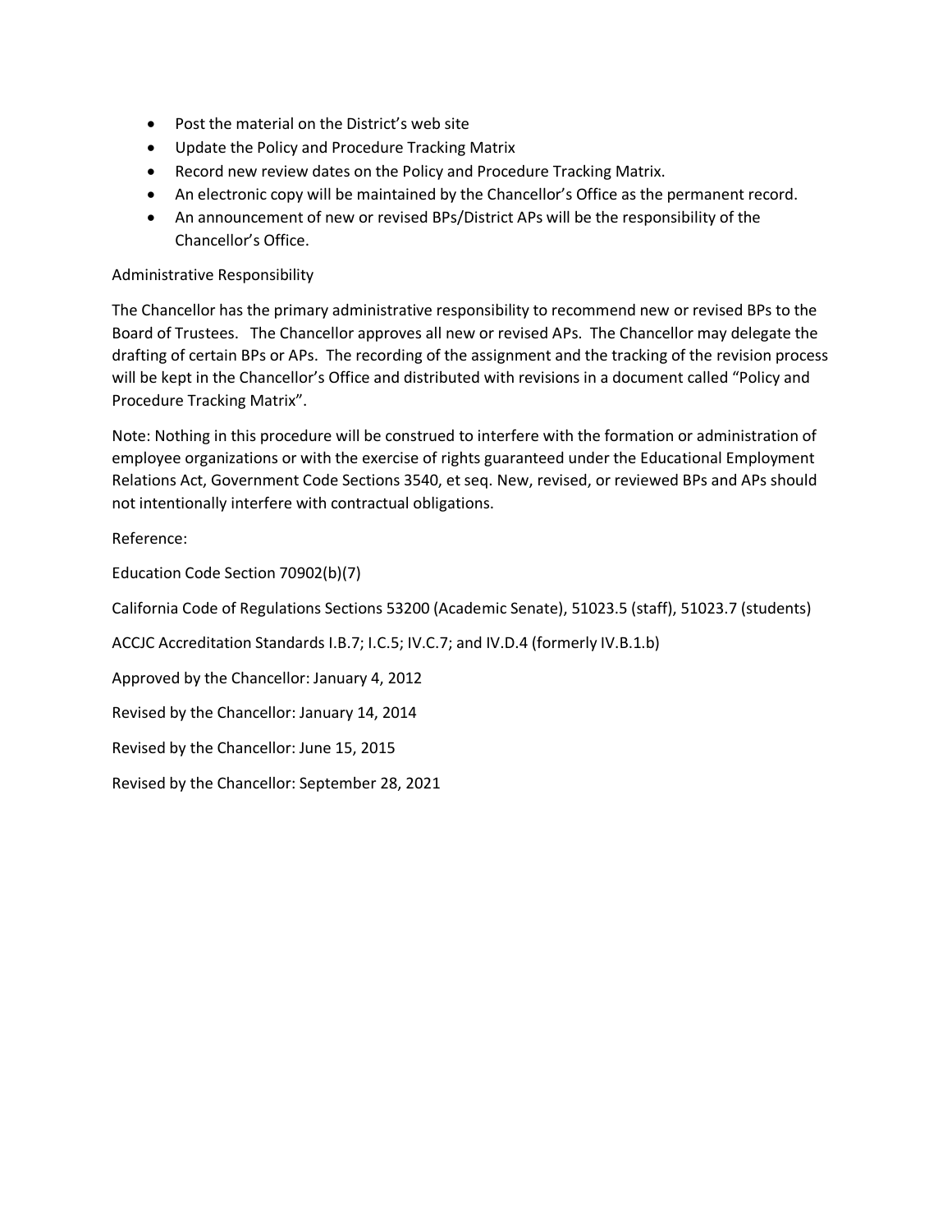- Post the material on the District's web site
- Update the Policy and Procedure Tracking Matrix
- Record new review dates on the Policy and Procedure Tracking Matrix.
- An electronic copy will be maintained by the Chancellor's Office as the permanent record.
- An announcement of new or revised BPs/District APs will be the responsibility of the Chancellor's Office.

Administrative Responsibility

The Chancellor has the primary administrative responsibility to recommend new or revised BPs to the Board of Trustees. The Chancellor approves all new or revised APs. The Chancellor may delegate the drafting of certain BPs or APs. The recording of the assignment and the tracking of the revision process will be kept in the Chancellor's Office and distributed with revisions in a document called "Policy and Procedure Tracking Matrix".

Note: Nothing in this procedure will be construed to interfere with the formation or administration of employee organizations or with the exercise of rights guaranteed under the Educational Employment Relations Act, Government Code Sections 3540, et seq. New, revised, or reviewed BPs and APs should not intentionally interfere with contractual obligations.

Reference:

Education Code Section 70902(b)(7)

California Code of Regulations Sections 53200 (Academic Senate), 51023.5 (staff), 51023.7 (students)

ACCJC Accreditation Standards I.B.7; I.C.5; IV.C.7; and IV.D.4 (formerly IV.B.1.b)

Approved by the Chancellor: January 4, 2012

Revised by the Chancellor: January 14, 2014

Revised by the Chancellor: June 15, 2015

Revised by the Chancellor: September 28, 2021